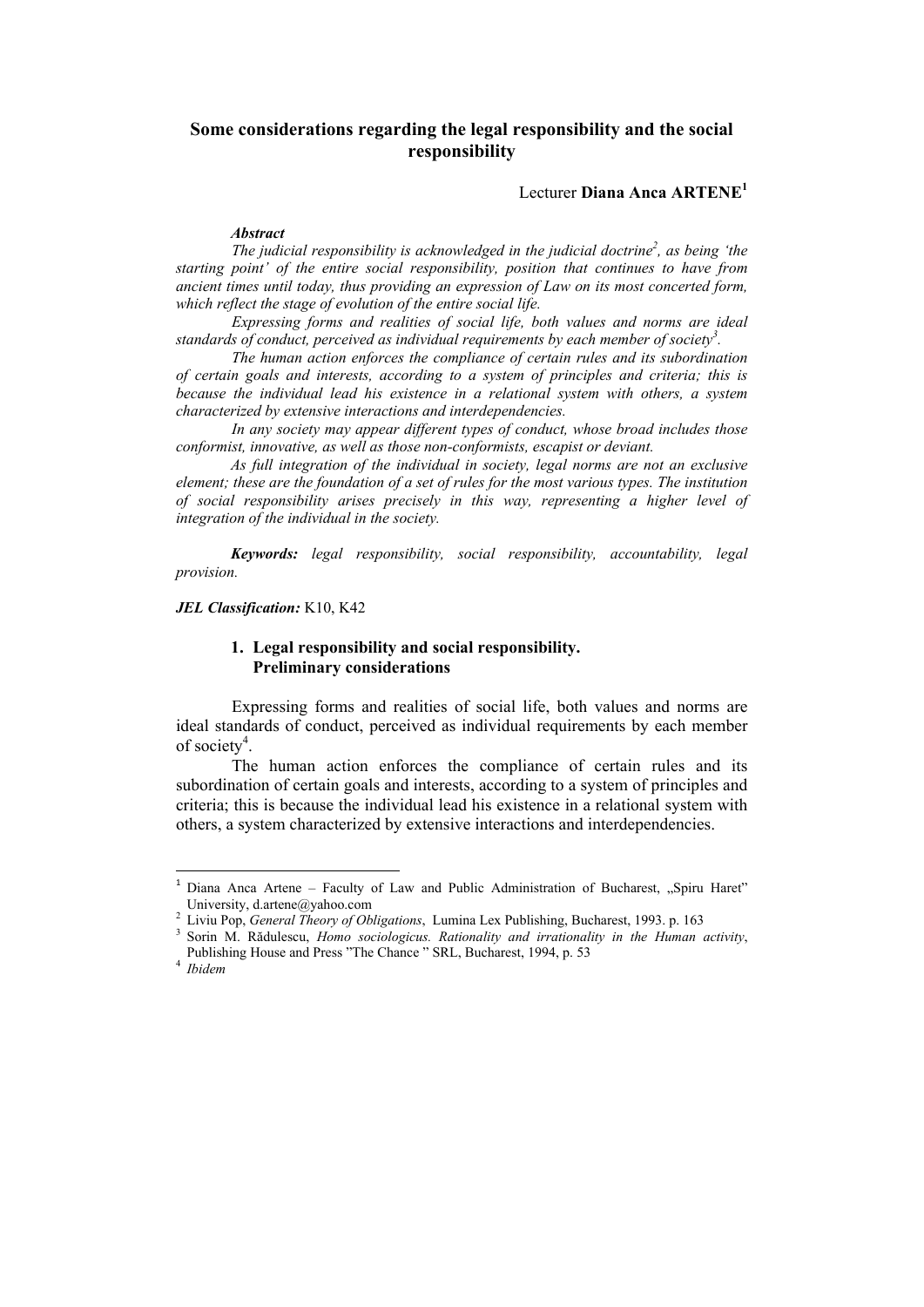# Some considerations regarding the legal responsibility and the social responsibility

Lecturer **Diana Anca ARTENE**[1]

***Abstract***

*The judicial responsibility is acknowledged in the judicial doctrine[2], as being 'the starting point' of the entire social responsibility, position that continues to have from ancient times until today, thus providing an expression of Law on its most concerted form, which reflect the stage of evolution of the entire social life.*

*Expressing forms and realities of social life, both values and norms are ideal standards of conduct, perceived as individual requirements by each member of society[3].*

*The human action enforces the compliance of certain rules and its subordination of certain goals and interests, according to a system of principles and criteria; this is because the individual lead his existence in a relational system with others, a system characterized by extensive interactions and interdependencies.*

*In any society may appear different types of conduct, whose broad includes those conformist, innovative, as well as those non-conformists, escapist or deviant.*

*As full integration of the individual in society, legal norms are not an exclusive element; these are the foundation of a set of rules for the most various types. The institution of social responsibility arises precisely in this way, representing a higher level of integration of the individual in the society.*

***Keywords:*** *legal responsibility, social responsibility, accountability, legal provision.*

***JEL Classification:*** K10, K42

## 1. Legal responsibility and social responsibility. Preliminary considerations

Expressing forms and realities of social life, both values and norms are ideal standards of conduct, perceived as individual requirements by each member of society[4].

The human action enforces the compliance of certain rules and its subordination of certain goals and interests, according to a system of principles and criteria; this is because the individual lead his existence in a relational system with others, a system characterized by extensive interactions and interdependencies.

---

[1] Diana Anca Artene – Faculty of Law and Public Administration of Bucharest, „Spiru Haret" University, d.artene@yahoo.com

[2] Liviu Pop, *General Theory of Obligations*, Lumina Lex Publishing, Bucharest, 1993. p. 163

[3] Sorin M. Rădulescu, *Homo sociologicus. Rationality and irrationality in the Human activity*, Publishing House and Press "The Chance " SRL, Bucharest, 1994, p. 53

[4] *Ibidem*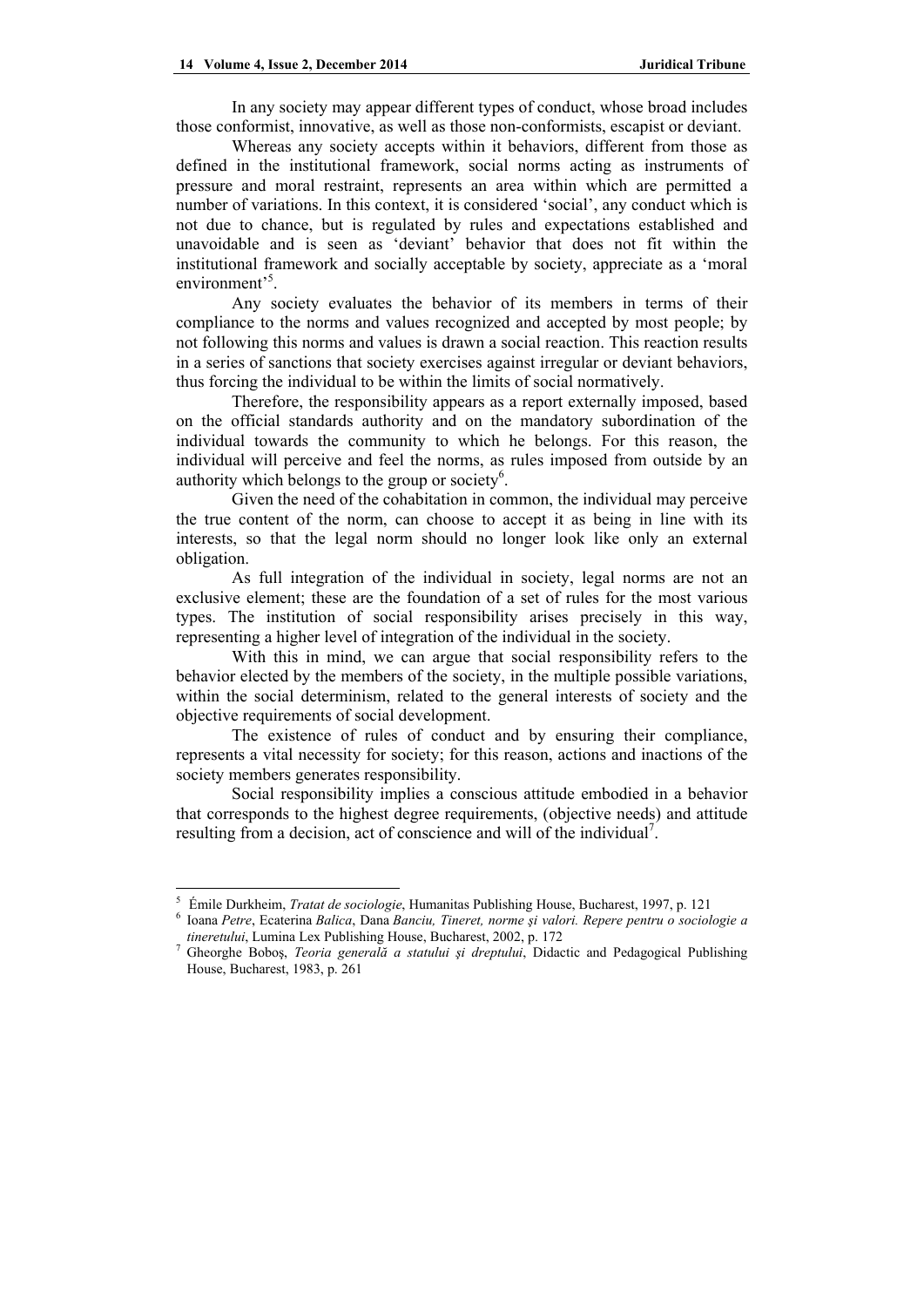In any society may appear different types of conduct, whose broad includes those conformist, innovative, as well as those non-conformists, escapist or deviant.

Whereas any society accepts within it behaviors, different from those as defined in the institutional framework, social norms acting as instruments of pressure and moral restraint, represents an area within which are permitted a number of variations. In this context, it is considered 'social', any conduct which is not due to chance, but is regulated by rules and expectations established and unavoidable and is seen as 'deviant' behavior that does not fit within the institutional framework and socially acceptable by society, appreciate as a 'moral environment'[5].

Any society evaluates the behavior of its members in terms of their compliance to the norms and values recognized and accepted by most people; by not following this norms and values is drawn a social reaction. This reaction results in a series of sanctions that society exercises against irregular or deviant behaviors, thus forcing the individual to be within the limits of social normatively.

Therefore, the responsibility appears as a report externally imposed, based on the official standards authority and on the mandatory subordination of the individual towards the community to which he belongs. For this reason, the individual will perceive and feel the norms, as rules imposed from outside by an authority which belongs to the group or society[6].

Given the need of the cohabitation in common, the individual may perceive the true content of the norm, can choose to accept it as being in line with its interests, so that the legal norm should no longer look like only an external obligation.

As full integration of the individual in society, legal norms are not an exclusive element; these are the foundation of a set of rules for the most various types. The institution of social responsibility arises precisely in this way, representing a higher level of integration of the individual in the society.

With this in mind, we can argue that social responsibility refers to the behavior elected by the members of the society, in the multiple possible variations, within the social determinism, related to the general interests of society and the objective requirements of social development.

The existence of rules of conduct and by ensuring their compliance, represents a vital necessity for society; for this reason, actions and inactions of the society members generates responsibility.

Social responsibility implies a conscious attitude embodied in a behavior that corresponds to the highest degree requirements, (objective needs) and attitude resulting from a decision, act of conscience and will of the individual[7].

---

[5] Émile Durkheim, *Tratat de sociologie*, Humanitas Publishing House, Bucharest, 1997, p. 121

[6] Ioana *Petre*, Ecaterina *Balica*, Dana *Banciu, Tineret, norme şi valori. Repere pentru o sociologie a tineretului*, Lumina Lex Publishing House, Bucharest, 2002, p. 172

[7] Gheorghe Boboş, *Teoria generală a statului şi dreptului*, Didactic and Pedagogical Publishing House, Bucharest, 1983, p. 261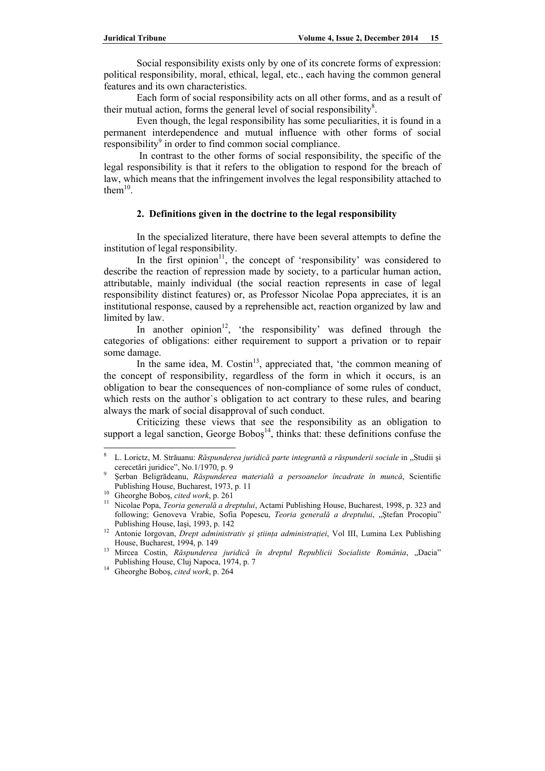Social responsibility exists only by one of its concrete forms of expression: political responsibility, moral, ethical, legal, etc., each having the common general features and its own characteristics.

Each form of social responsibility acts on all other forms, and as a result of their mutual action, forms the general level of social responsibility[8].

Even though, the legal responsibility has some peculiarities, it is found in a permanent interdependence and mutual influence with other forms of social responsibility[9] in order to find common social compliance.

In contrast to the other forms of social responsibility, the specific of the legal responsibility is that it refers to the obligation to respond for the breach of law, which means that the infringement involves the legal responsibility attached to them[10].

## 2. Definitions given in the doctrine to the legal responsibility

In the specialized literature, there have been several attempts to define the institution of legal responsibility.

In the first opinion[11], the concept of 'responsibility' was considered to describe the reaction of repression made by society, to a particular human action, attributable, mainly individual (the social reaction represents in case of legal responsibility distinct features) or, as Professor Nicolae Popa appreciates, it is an institutional response, caused by a reprehensible act, reaction organized by law and limited by law.

In another opinion[12], 'the responsibility' was defined through the categories of obligations: either requirement to support a privation or to repair some damage.

In the same idea, M. Costin[13], appreciated that, 'the common meaning of the concept of responsibility, regardless of the form in which it occurs, is an obligation to bear the consequences of non-compliance of some rules of conduct, which rests on the author`s obligation to act contrary to these rules, and bearing always the mark of social disapproval of such conduct.

Criticizing these views that see the responsibility as an obligation to support a legal sanction, George Boboş[14], thinks that: these definitions confuse the

---

[8] L. Lorictz, M. Străuanu: *Răspunderea juridică parte integrantă a răspunderii sociale* in „Studii şi cerecetări juridice", No.1/1970, p. 9

[9] Şerban Beligrădeanu, *Răspunderea materială a persoanelor încadrate în muncă*, Scientific Publishing House, Bucharest, 1973, p. 11

[10] Gheorghe Boboş, *cited work*, p. 261

[11] Nicolae Popa, *Teoria generală a dreptului*, Actami Publishing House, Bucharest, 1998, p. 323 and following; Genoveva Vrabie, Sofia Popescu, *Teoria generală a dreptului*, „Ştefan Procopiu" Publishing House, Iaşi, 1993, p. 142

[12] Antonie Iorgovan, *Drept administrativ şi ştiinţa administraţiei*, Vol III, Lumina Lex Publishing House, Bucharest, 1994, p. 149

[13] Mircea Costin, *Răspunderea juridică în dreptul Republicii Socialiste România*, „Dacia" Publishing House, Cluj Napoca, 1974, p. 7

[14] Gheorghe Boboş, *cited work*, p. 264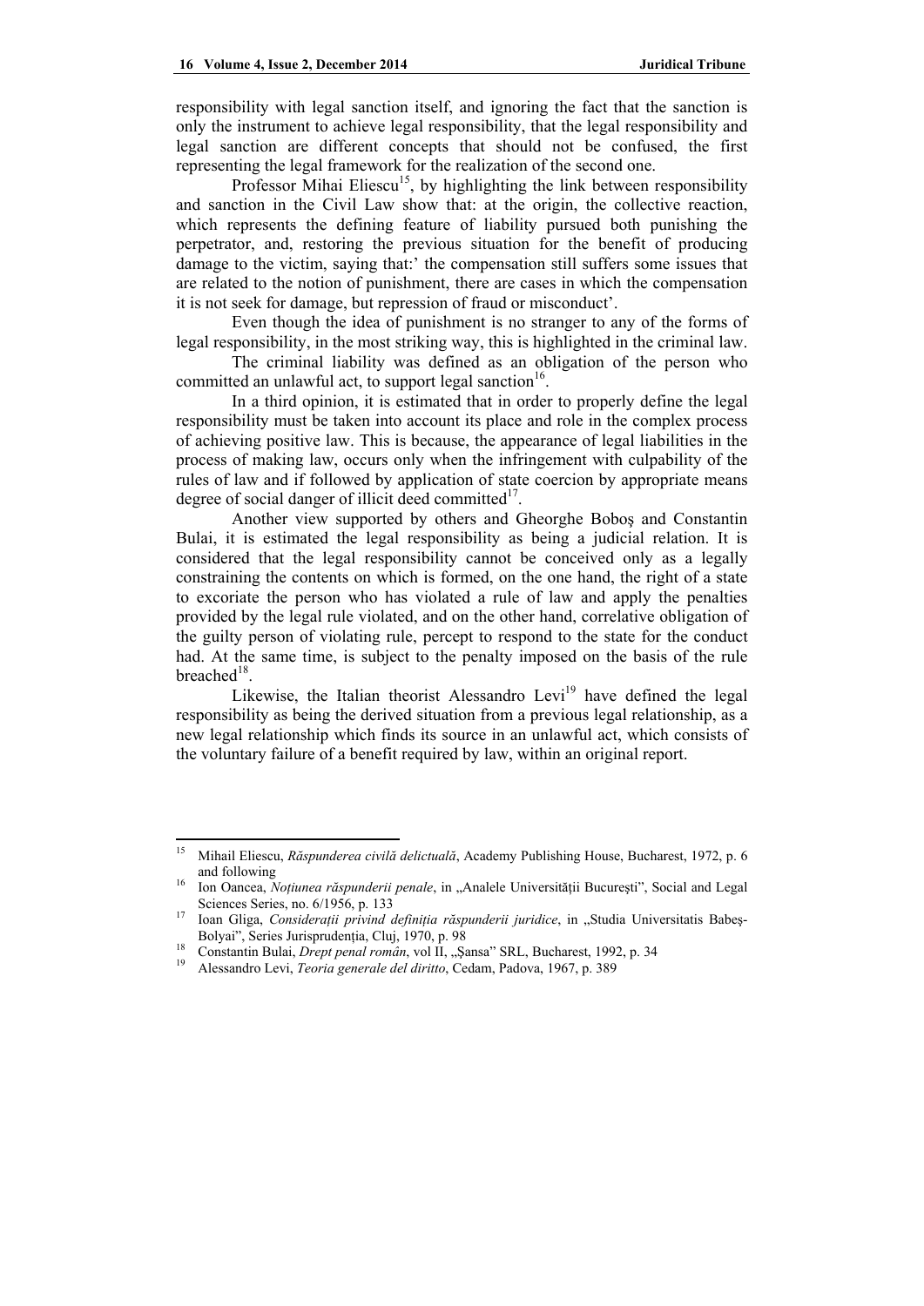responsibility with legal sanction itself, and ignoring the fact that the sanction is only the instrument to achieve legal responsibility, that the legal responsibility and legal sanction are different concepts that should not be confused, the first representing the legal framework for the realization of the second one.

Professor Mihai Eliescu[15], by highlighting the link between responsibility and sanction in the Civil Law show that: at the origin, the collective reaction, which represents the defining feature of liability pursued both punishing the perpetrator, and, restoring the previous situation for the benefit of producing damage to the victim, saying that:' the compensation still suffers some issues that are related to the notion of punishment, there are cases in which the compensation it is not seek for damage, but repression of fraud or misconduct'.

Even though the idea of punishment is no stranger to any of the forms of legal responsibility, in the most striking way, this is highlighted in the criminal law.

The criminal liability was defined as an obligation of the person who committed an unlawful act, to support legal sanction[16].

In a third opinion, it is estimated that in order to properly define the legal responsibility must be taken into account its place and role in the complex process of achieving positive law. This is because, the appearance of legal liabilities in the process of making law, occurs only when the infringement with culpability of the rules of law and if followed by application of state coercion by appropriate means degree of social danger of illicit deed committed[17].

Another view supported by others and Gheorghe Boboş and Constantin Bulai, it is estimated the legal responsibility as being a judicial relation. It is considered that the legal responsibility cannot be conceived only as a legally constraining the contents on which is formed, on the one hand, the right of a state to excoriate the person who has violated a rule of law and apply the penalties provided by the legal rule violated, and on the other hand, correlative obligation of the guilty person of violating rule, percept to respond to the state for the conduct had. At the same time, is subject to the penalty imposed on the basis of the rule breached[18].

Likewise, the Italian theorist Alessandro Levi[19] have defined the legal responsibility as being the derived situation from a previous legal relationship, as a new legal relationship which finds its source in an unlawful act, which consists of the voluntary failure of a benefit required by law, within an original report.

---

[15] Mihail Eliescu, *Răspunderea civilă delictuală*, Academy Publishing House, Bucharest, 1972, p. 6 and following

[16] Ion Oancea, *Noțiunea răspunderii penale*, in „Analele Universității București", Social and Legal Sciences Series, no. 6/1956, p. 133

[17] Ioan Gliga, *Considerații privind definiția răspunderii juridice*, in „Studia Universitatis Babeş-Bolyai", Series Jurisprudenția, Cluj, 1970, p. 98

[18] Constantin Bulai, *Drept penal român*, vol II, „Şansa" SRL, Bucharest, 1992, p. 34

[19] Alessandro Levi, *Teoria generale del diritto*, Cedam, Padova, 1967, p. 389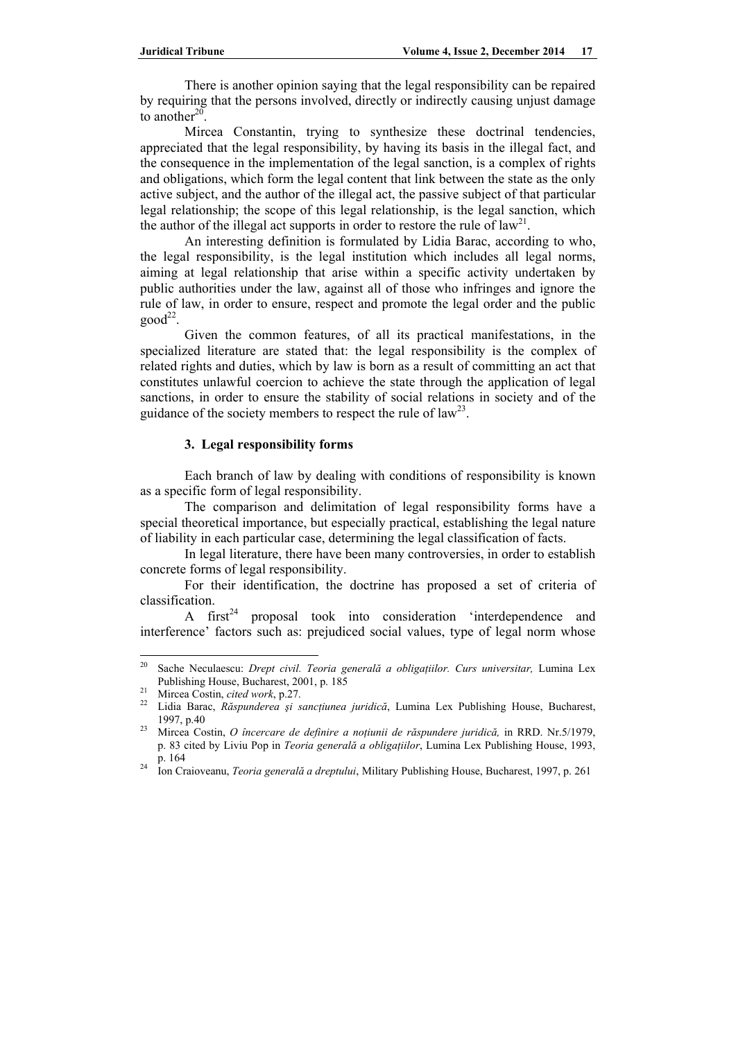There is another opinion saying that the legal responsibility can be repaired by requiring that the persons involved, directly or indirectly causing unjust damage to another[20].

Mircea Constantin, trying to synthesize these doctrinal tendencies, appreciated that the legal responsibility, by having its basis in the illegal fact, and the consequence in the implementation of the legal sanction, is a complex of rights and obligations, which form the legal content that link between the state as the only active subject, and the author of the illegal act, the passive subject of that particular legal relationship; the scope of this legal relationship, is the legal sanction, which the author of the illegal act supports in order to restore the rule of law[21].

An interesting definition is formulated by Lidia Barac, according to who, the legal responsibility, is the legal institution which includes all legal norms, aiming at legal relationship that arise within a specific activity undertaken by public authorities under the law, against all of those who infringes and ignore the rule of law, in order to ensure, respect and promote the legal order and the public good[22].

Given the common features, of all its practical manifestations, in the specialized literature are stated that: the legal responsibility is the complex of related rights and duties, which by law is born as a result of committing an act that constitutes unlawful coercion to achieve the state through the application of legal sanctions, in order to ensure the stability of social relations in society and of the guidance of the society members to respect the rule of law[23].

### 3. Legal responsibility forms

Each branch of law by dealing with conditions of responsibility is known as a specific form of legal responsibility.

The comparison and delimitation of legal responsibility forms have a special theoretical importance, but especially practical, establishing the legal nature of liability in each particular case, determining the legal classification of facts.

In legal literature, there have been many controversies, in order to establish concrete forms of legal responsibility.

For their identification, the doctrine has proposed a set of criteria of classification.

A first[24] proposal took into consideration 'interdependence and interference' factors such as: prejudiced social values, type of legal norm whose

---

[20] Sache Neculaescu: *Drept civil. Teoria generală a obligațiilor. Curs universitar,* Lumina Lex Publishing House, Bucharest, 2001, p. 185

[21] Mircea Costin, *cited work*, p.27.

[22] Lidia Barac, *Răspunderea şi sancțiunea juridică*, Lumina Lex Publishing House, Bucharest, 1997, p.40

[23] Mircea Costin, *O încercare de definire a noțiunii de răspundere juridică,* in RRD. Nr.5/1979, p. 83 cited by Liviu Pop in *Teoria generală a obligațiilor*, Lumina Lex Publishing House, 1993, p. 164

[24] Ion Craioveanu, *Teoria generală a dreptului*, Military Publishing House, Bucharest, 1997, p. 261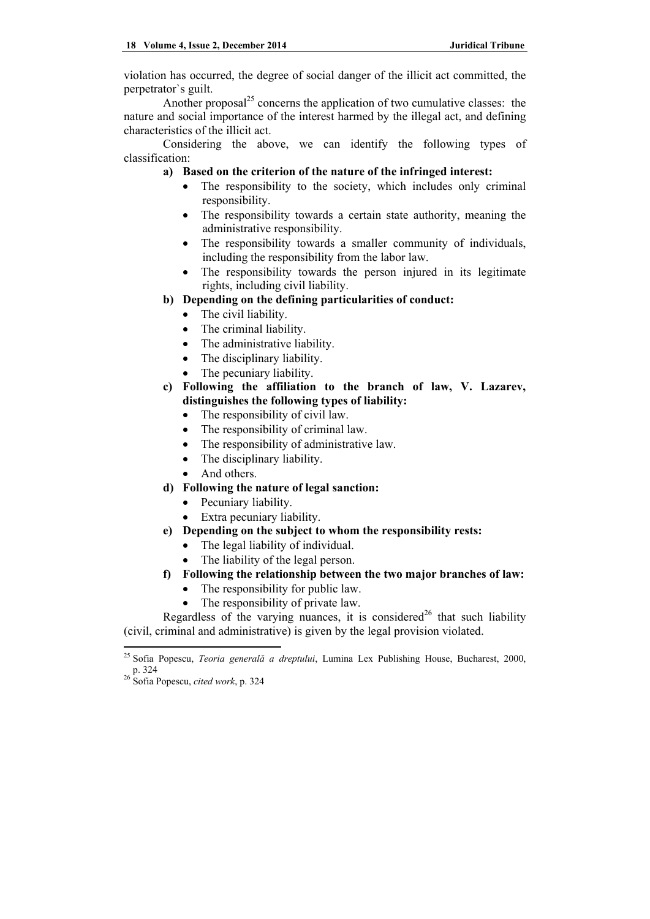violation has occurred, the degree of social danger of the illicit act committed, the perpetrator`s guilt.

Another proposal[25] concerns the application of two cumulative classes: the nature and social importance of the interest harmed by the illegal act, and defining characteristics of the illicit act.

Considering the above, we can identify the following types of classification:

**a) Based on the criterion of the nature of the infringed interest:**

- The responsibility to the society, which includes only criminal responsibility.
- The responsibility towards a certain state authority, meaning the administrative responsibility.
- The responsibility towards a smaller community of individuals, including the responsibility from the labor law.
- The responsibility towards the person injured in its legitimate rights, including civil liability.

**b) Depending on the defining particularities of conduct:**

- The civil liability.
- The criminal liability.
- The administrative liability.
- The disciplinary liability.
- The pecuniary liability.

**c) Following the affiliation to the branch of law, V. Lazarev, distinguishes the following types of liability:**

- The responsibility of civil law.
- The responsibility of criminal law.
- The responsibility of administrative law.
- The disciplinary liability.
- And others.

**d) Following the nature of legal sanction:**

- Pecuniary liability.
- Extra pecuniary liability.

**e) Depending on the subject to whom the responsibility rests:**

- The legal liability of individual.
- The liability of the legal person.

**f) Following the relationship between the two major branches of law:**

- The responsibility for public law.
- The responsibility of private law.

Regardless of the varying nuances, it is considered[26] that such liability (civil, criminal and administrative) is given by the legal provision violated.

---

[25] Sofia Popescu, *Teoria generală a dreptului*, Lumina Lex Publishing House, Bucharest, 2000, p. 324

[26] Sofia Popescu, *cited work*, p. 324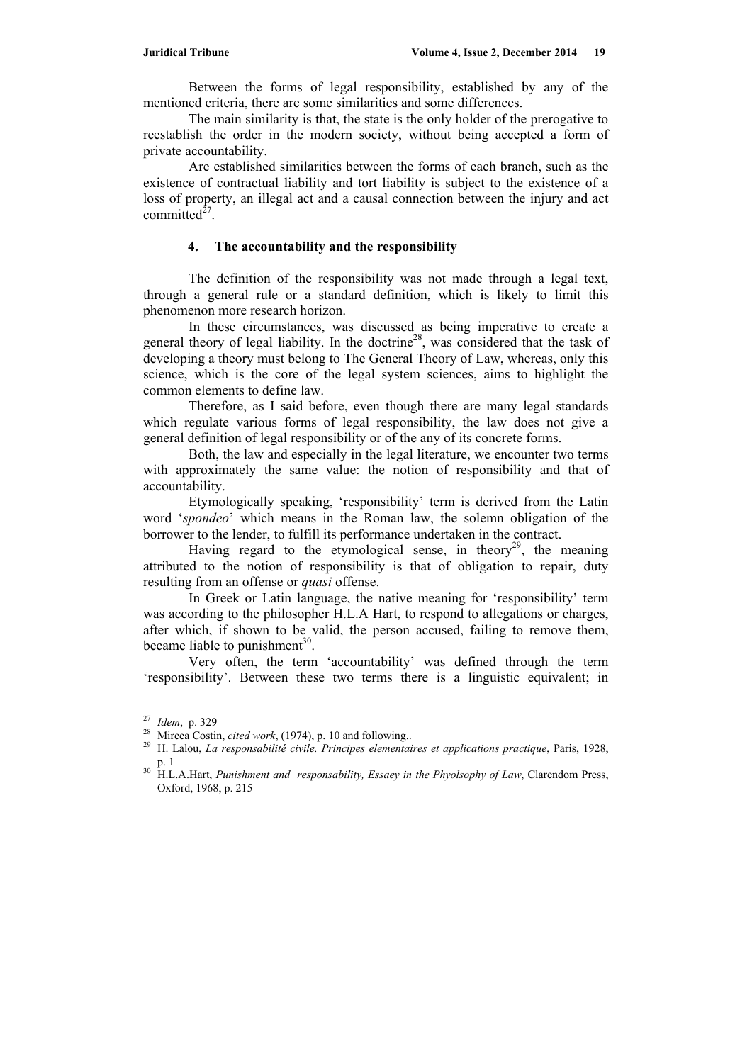Between the forms of legal responsibility, established by any of the mentioned criteria, there are some similarities and some differences.

The main similarity is that, the state is the only holder of the prerogative to reestablish the order in the modern society, without being accepted a form of private accountability.

Are established similarities between the forms of each branch, such as the existence of contractual liability and tort liability is subject to the existence of a loss of property, an illegal act and a causal connection between the injury and act committed[27].

## 4. The accountability and the responsibility

The definition of the responsibility was not made through a legal text, through a general rule or a standard definition, which is likely to limit this phenomenon more research horizon.

In these circumstances, was discussed as being imperative to create a general theory of legal liability. In the doctrine[28], was considered that the task of developing a theory must belong to The General Theory of Law, whereas, only this science, which is the core of the legal system sciences, aims to highlight the common elements to define law.

Therefore, as I said before, even though there are many legal standards which regulate various forms of legal responsibility, the law does not give a general definition of legal responsibility or of the any of its concrete forms.

Both, the law and especially in the legal literature, we encounter two terms with approximately the same value: the notion of responsibility and that of accountability.

Etymologically speaking, 'responsibility' term is derived from the Latin word '*spondeo*' which means in the Roman law, the solemn obligation of the borrower to the lender, to fulfill its performance undertaken in the contract.

Having regard to the etymological sense, in theory[29], the meaning attributed to the notion of responsibility is that of obligation to repair, duty resulting from an offense or *quasi* offense.

In Greek or Latin language, the native meaning for 'responsibility' term was according to the philosopher H.L.A Hart, to respond to allegations or charges, after which, if shown to be valid, the person accused, failing to remove them, became liable to punishment[30].

Very often, the term 'accountability' was defined through the term 'responsibility'. Between these two terms there is a linguistic equivalent; in

---

[27] *Idem*, p. 329

[28] Mircea Costin, *cited work*, (1974), p. 10 and following..

[29] H. Lalou, *La responsabilité civile. Principes elementaires et applications practique*, Paris, 1928, p. 1

[30] H.L.A.Hart, *Punishment and responsability, Essaey in the Phyolsophy of Law*, Clarendom Press, Oxford, 1968, p. 215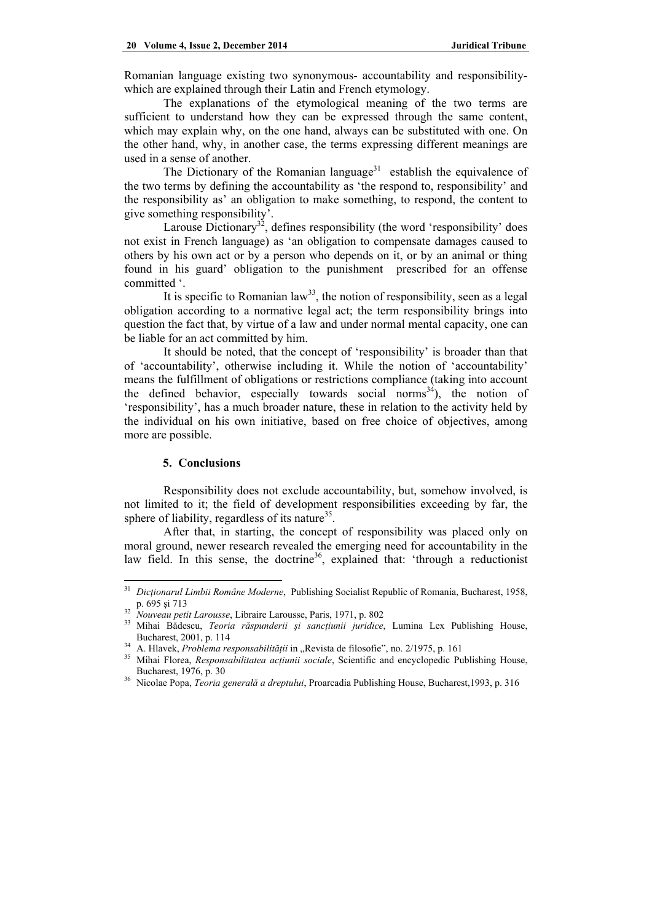Romanian language existing two synonymous- accountability and responsibility- which are explained through their Latin and French etymology.

The explanations of the etymological meaning of the two terms are sufficient to understand how they can be expressed through the same content, which may explain why, on the one hand, always can be substituted with one. On the other hand, why, in another case, the terms expressing different meanings are used in a sense of another.

The Dictionary of the Romanian language[31] establish the equivalence of the two terms by defining the accountability as 'the respond to, responsibility' and the responsibility as' an obligation to make something, to respond, the content to give something responsibility'.

Larousse Dictionary[32], defines responsibility (the word 'responsibility' does not exist in French language) as 'an obligation to compensate damages caused to others by his own act or by a person who depends on it, or by an animal or thing found in his guard' obligation to the punishment prescribed for an offense committed '.

It is specific to Romanian law[33], the notion of responsibility, seen as a legal obligation according to a normative legal act; the term responsibility brings into question the fact that, by virtue of a law and under normal mental capacity, one can be liable for an act committed by him.

It should be noted, that the concept of 'responsibility' is broader than that of 'accountability', otherwise including it. While the notion of 'accountability' means the fulfillment of obligations or restrictions compliance (taking into account the defined behavior, especially towards social norms[34]), the notion of 'responsibility', has a much broader nature, these in relation to the activity held by the individual on his own initiative, based on free choice of objectives, among more are possible.

## 5. Conclusions

Responsibility does not exclude accountability, but, somehow involved, is not limited to it; the field of development responsibilities exceeding by far, the sphere of liability, regardless of its nature[35].

After that, in starting, the concept of responsibility was placed only on moral ground, newer research revealed the emerging need for accountability in the law field. In this sense, the doctrine[36], explained that: 'through a reductionist

---

[31] *Dicționarul Limbii Române Moderne*, Publishing Socialist Republic of Romania, Bucharest, 1958, p. 695 și 713

[32] *Nouveau petit Larousse*, Libraire Larousse, Paris, 1971, p. 802

[33] Mihai Bădescu, *Teoria răspunderii şi sancţiunii juridice*, Lumina Lex Publishing House, Bucharest, 2001, p. 114

[34] A. Hlavek, *Problema responsabilității* in „Revista de filosofie", no. 2/1975, p. 161

[35] Mihai Florea, *Responsabilitatea acțiunii sociale*, Scientific and encyclopedic Publishing House, Bucharest, 1976, p. 30

[36] Nicolae Popa, *Teoria generală a dreptului*, Proarcadia Publishing House, Bucharest,1993, p. 316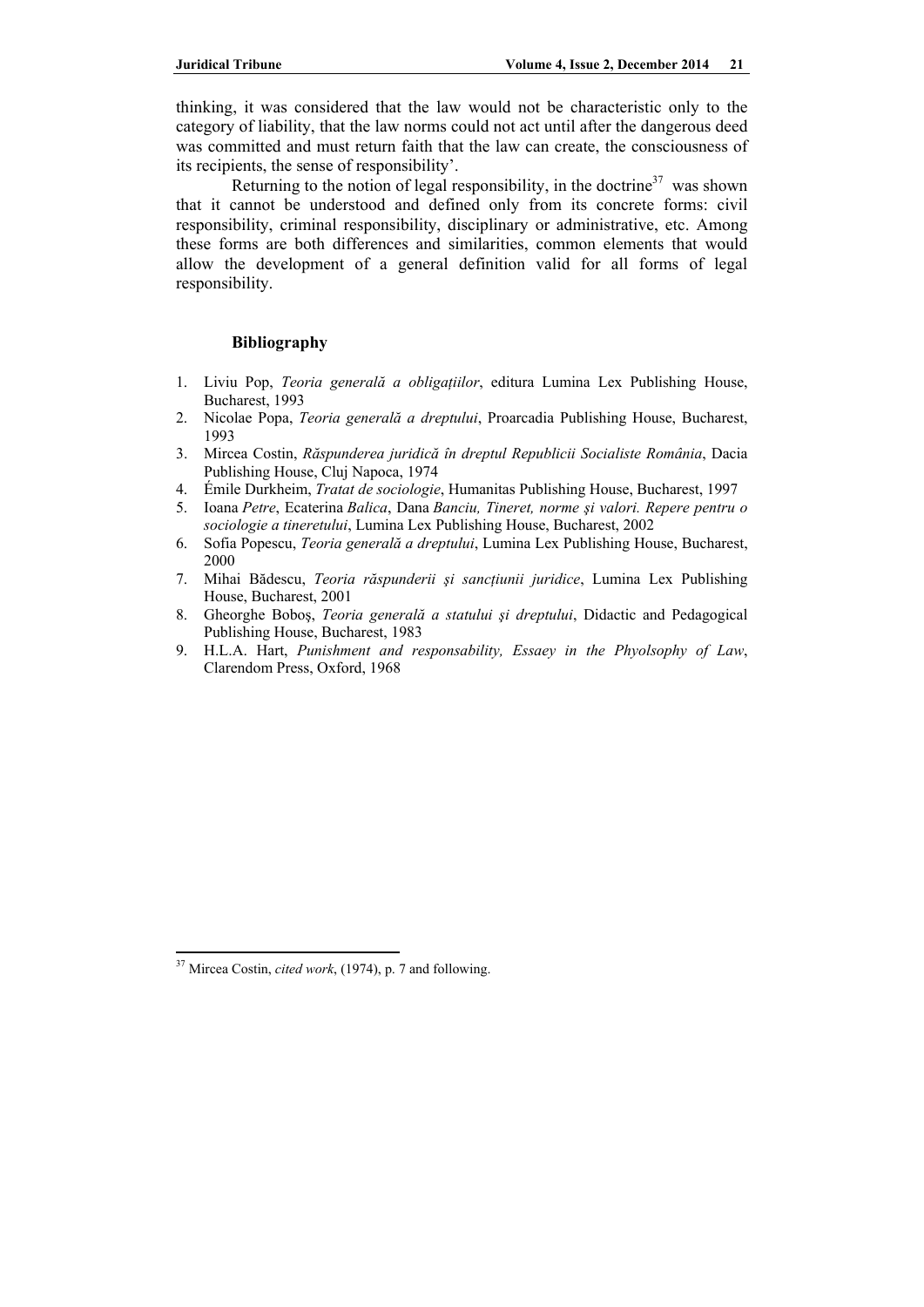thinking, it was considered that the law would not be characteristic only to the category of liability, that the law norms could not act until after the dangerous deed was committed and must return faith that the law can create, the consciousness of its recipients, the sense of responsibility'.

Returning to the notion of legal responsibility, in the doctrine[37] was shown that it cannot be understood and defined only from its concrete forms: civil responsibility, criminal responsibility, disciplinary or administrative, etc. Among these forms are both differences and similarities, common elements that would allow the development of a general definition valid for all forms of legal responsibility.

## Bibliography

1. Liviu Pop, *Teoria generală a obligațiilor*, editura Lumina Lex Publishing House, Bucharest, 1993
2. Nicolae Popa, *Teoria generală a dreptului*, Proarcadia Publishing House, Bucharest, 1993
3. Mircea Costin, *Răspunderea juridică în dreptul Republicii Socialiste România*, Dacia Publishing House, Cluj Napoca, 1974
4. Émile Durkheim, *Tratat de sociologie*, Humanitas Publishing House, Bucharest, 1997
5. Ioana *Petre*, Ecaterina *Balica*, Dana *Banciu, Tineret, norme şi valori. Repere pentru o sociologie a tineretului*, Lumina Lex Publishing House, Bucharest, 2002
6. Sofia Popescu, *Teoria generală a dreptului*, Lumina Lex Publishing House, Bucharest, 2000
7. Mihai Bădescu, *Teoria răspunderii şi sancțiunii juridice*, Lumina Lex Publishing House, Bucharest, 2001
8. Gheorghe Boboş, *Teoria generală a statului şi dreptului*, Didactic and Pedagogical Publishing House, Bucharest, 1983
9. H.L.A. Hart, *Punishment and responsability, Essaey in the Phyolsophy of Law*, Clarendom Press, Oxford, 1968

---

[37] Mircea Costin, *cited work*, (1974), p. 7 and following.